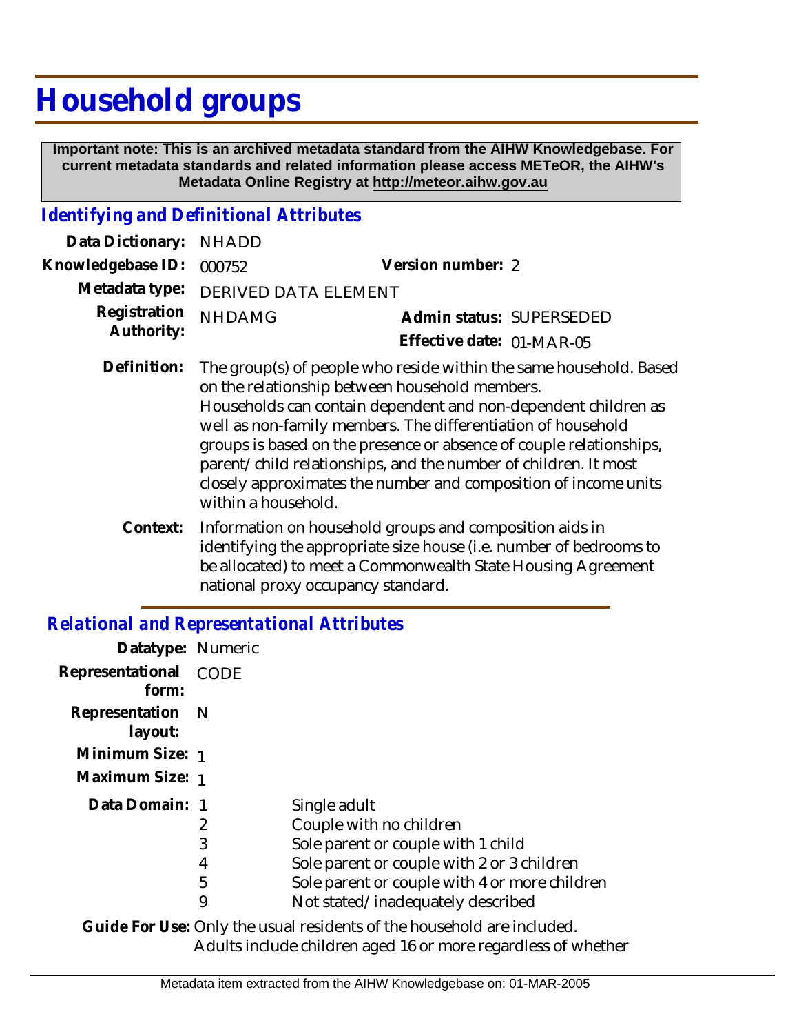# Household groups

**Important note: This is an archived metadata standard from the AIHW Knowledgebase. For current metadata standards and related information please access METeOR, the AIHW's Metadata Online Registry at http://meteor.aihw.gov.au**

## *Identifying and Definitional Attributes*

**Data Dictionary:** NHADD

**Knowledgebase ID:** 000752

**Version number:** 2

**Metadata type:** DERIVED DATA ELEMENT

**Registration Authority:** NHDAMG

**Admin status:** SUPERSEDED

**Effective date:** 01-MAR-05

**Definition:** The group(s) of people who reside within the same household. Based on the relationship between household members.
Households can contain dependent and non-dependent children as well as non-family members. The differentiation of household groups is based on the presence or absence of couple relationships, parent/child relationships, and the number of children. It most closely approximates the number and composition of income units within a household.

**Context:** Information on household groups and composition aids in identifying the appropriate size house (i.e. number of bedrooms to be allocated) to meet a Commonwealth State Housing Agreement national proxy occupancy standard.

## *Relational and Representational Attributes*

**Datatype:** Numeric

**Representational form:** CODE

**Representation layout:** N

**Minimum Size:** 1

**Maximum Size:** 1

**Data Domain:**

| Code | Description |
|---|---|
| 1 | Single adult |
| 2 | Couple with no children |
| 3 | Sole parent or couple with 1 child |
| 4 | Sole parent or couple with 2 or 3 children |
| 5 | Sole parent or couple with 4 or more children |
| 9 | Not stated/inadequately described |

**Guide For Use:** Only the usual residents of the household are included.
Adults include children aged 16 or more regardless of whether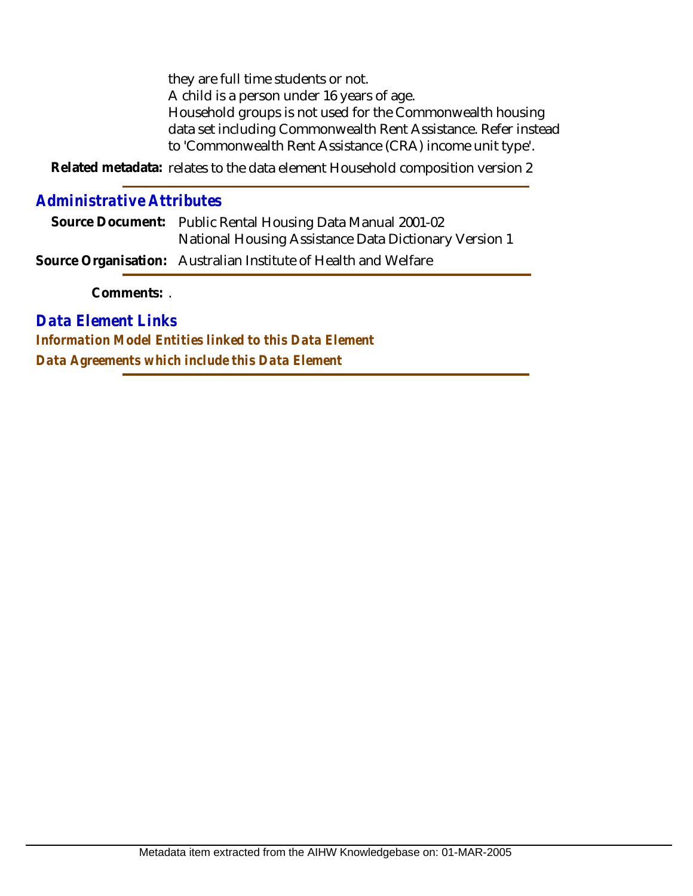they are full time students or not.
A child is a person under 16 years of age.
Household groups is not used for the Commonwealth housing data set including Commonwealth Rent Assistance. Refer instead to 'Commonwealth Rent Assistance (CRA) income unit type'.

**Related metadata:** relates to the data element Household composition version 2

## Administrative Attributes

**Source Document:** Public Rental Housing Data Manual 2001-02
National Housing Assistance Data Dictionary Version 1

**Source Organisation:** Australian Institute of Health and Welfare

**Comments:** .

## Data Element Links

***Information Model Entities linked to this Data Element***

***Data Agreements which include this Data Element***

Metadata item extracted from the AIHW Knowledgebase on: 01-MAR-2005